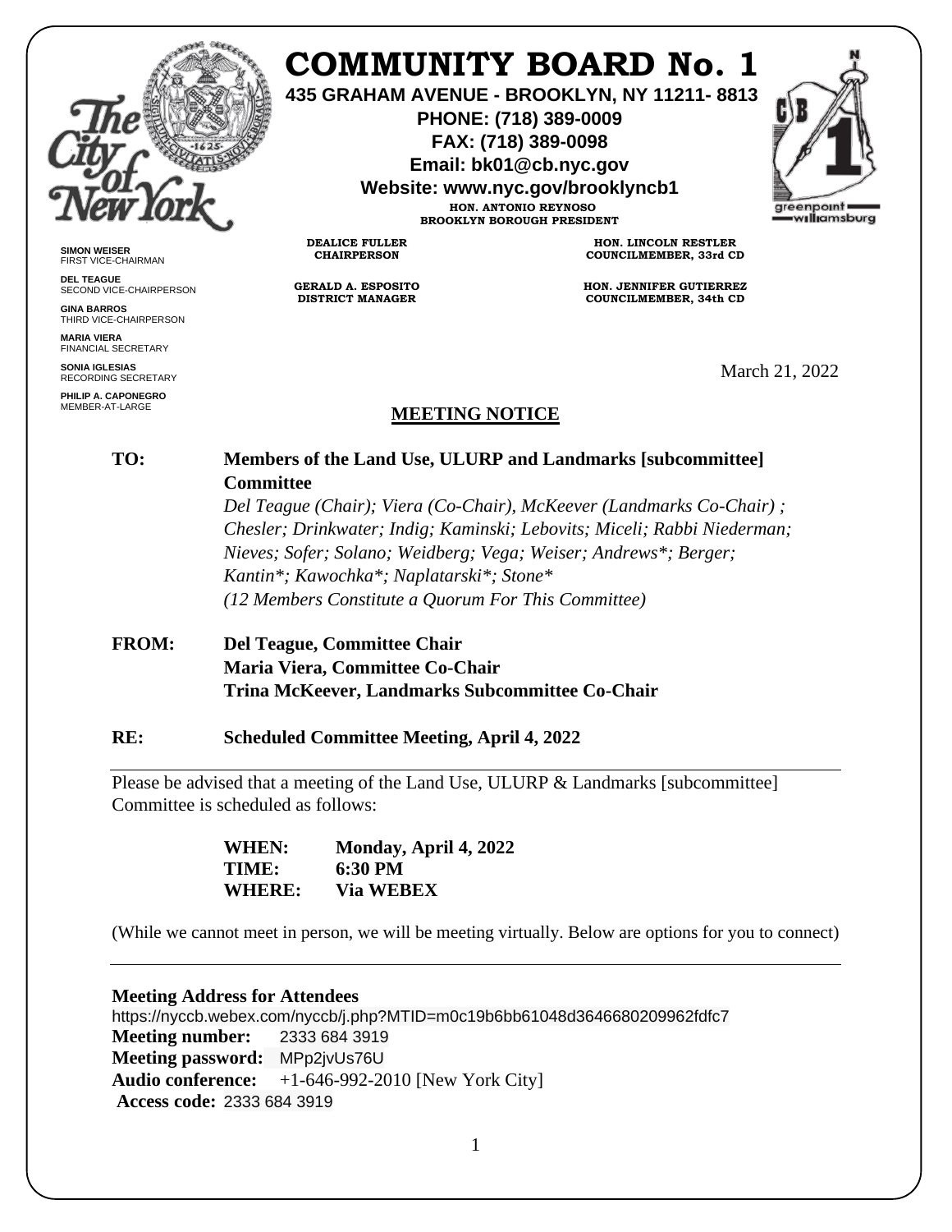# COMMUNITY BOARD No. 1

**435 GRAHAM AVENUE - BROOKLYN, NY 11211- 8813**
**PHONE: (718) 389-0009**
**FAX: (718) 389-0098**
**Email: bk01@cb.nyc.gov**
**Website: www.nyc.gov/brooklyncb1**

**HON. ANTONIO REYNOSO**
**BROOKLYN BOROUGH PRESIDENT**

**SIMON WEISER**
FIRST VICE-CHAIRMAN

**DEL TEAGUE**
SECOND VICE-CHAIRPERSON

**GINA BARROS**
THIRD VICE-CHAIRPERSON

**MARIA VIERA**
FINANCIAL SECRETARY

**SONIA IGLESIAS**
RECORDING SECRETARY

**PHILIP A. CAPONEGRO**
MEMBER-AT-LARGE

**DEALICE FULLER**
**CHAIRPERSON**

**GERALD A. ESPOSITO**
**DISTRICT MANAGER**

**HON. LINCOLN RESTLER**
**COUNCILMEMBER, 33rd CD**

**HON. JENNIFER GUTIERREZ**
**COUNCILMEMBER, 34th CD**

March 21, 2022

## MEETING NOTICE

**TO:** **Members of the Land Use, ULURP and Landmarks [subcommittee] Committee**
*Del Teague (Chair); Viera (Co-Chair), McKeever (Landmarks Co-Chair) ; Chesler; Drinkwater; Indig; Kaminski; Lebovits; Miceli; Rabbi Niederman; Nieves; Sofer; Solano; Weidberg; Vega; Weiser; Andrews*; Berger; Kantin*; Kawochka*; Naplatarski*; Stone**
*(12 Members Constitute a Quorum For This Committee)*

**FROM:** **Del Teague, Committee Chair**
**Maria Viera, Committee Co-Chair**
**Trina McKeever, Landmarks Subcommittee Co-Chair**

**RE:** **Scheduled Committee Meeting, April 4, 2022**

---

Please be advised that a meeting of the Land Use, ULURP & Landmarks [subcommittee] Committee is scheduled as follows:

**WHEN:** **Monday, April 4, 2022**
**TIME:** **6:30 PM**
**WHERE:** **Via WEBEX**

(While we cannot meet in person, we will be meeting virtually. Below are options for you to connect)

---

**Meeting Address for Attendees**
https://nyccb.webex.com/nyccb/j.php?MTID=m0c19b6bb61048d3646680209962fdfc7
**Meeting number:** 2333 684 3919
**Meeting password:** MPp2jvUs76U
**Audio conference:** +1-646-992-2010 [New York City]
**Access code:** 2333 684 3919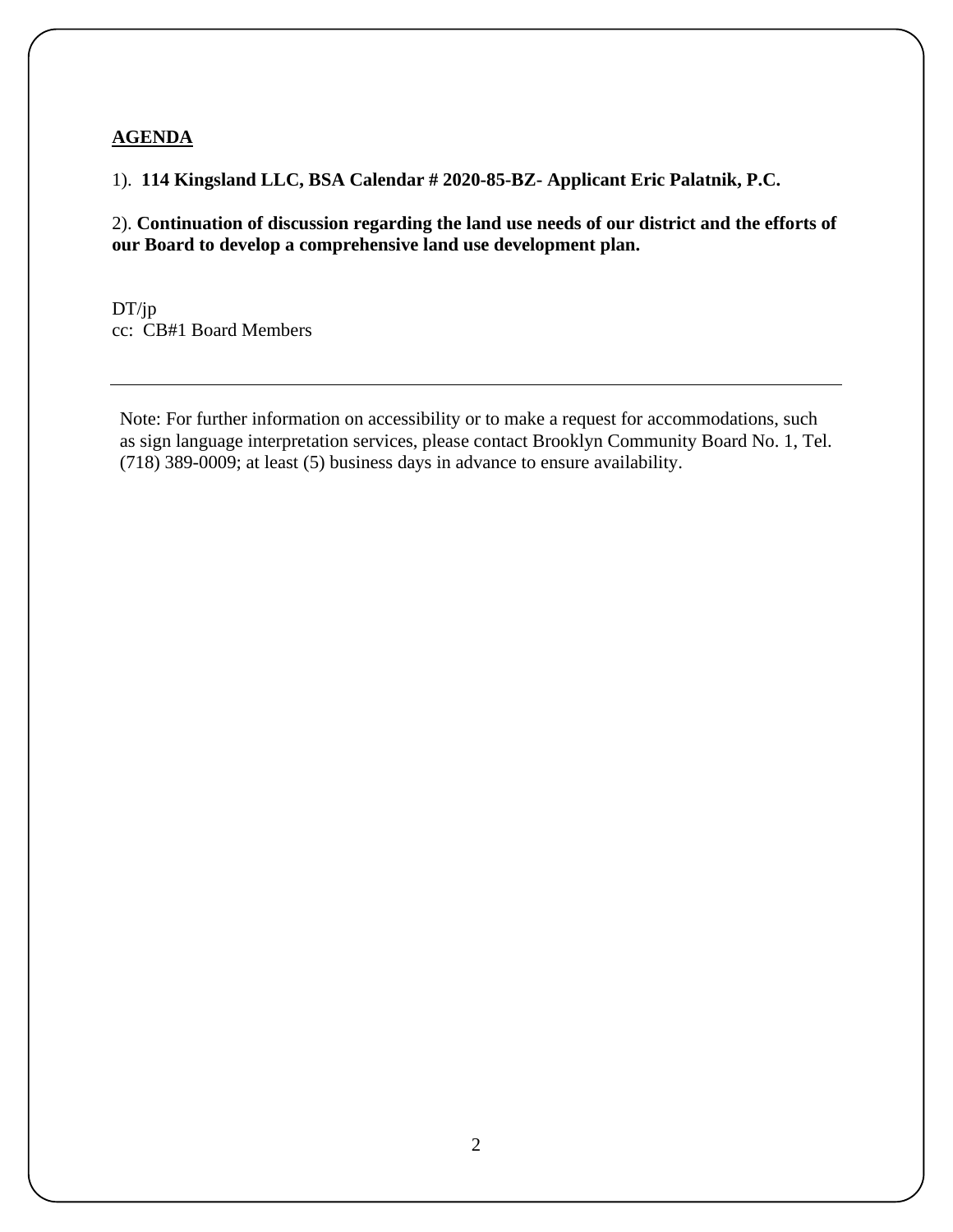**AGENDA**

1). **114 Kingsland LLC, BSA Calendar # 2020-85-BZ- Applicant Eric Palatnik, P.C.**

2). **Continuation of discussion regarding the land use needs of our district and the efforts of our Board to develop a comprehensive land use development plan.**

DT/jp
cc: CB#1 Board Members

---

Note: For further information on accessibility or to make a request for accommodations, such as sign language interpretation services, please contact Brooklyn Community Board No. 1, Tel. (718) 389-0009; at least (5) business days in advance to ensure availability.